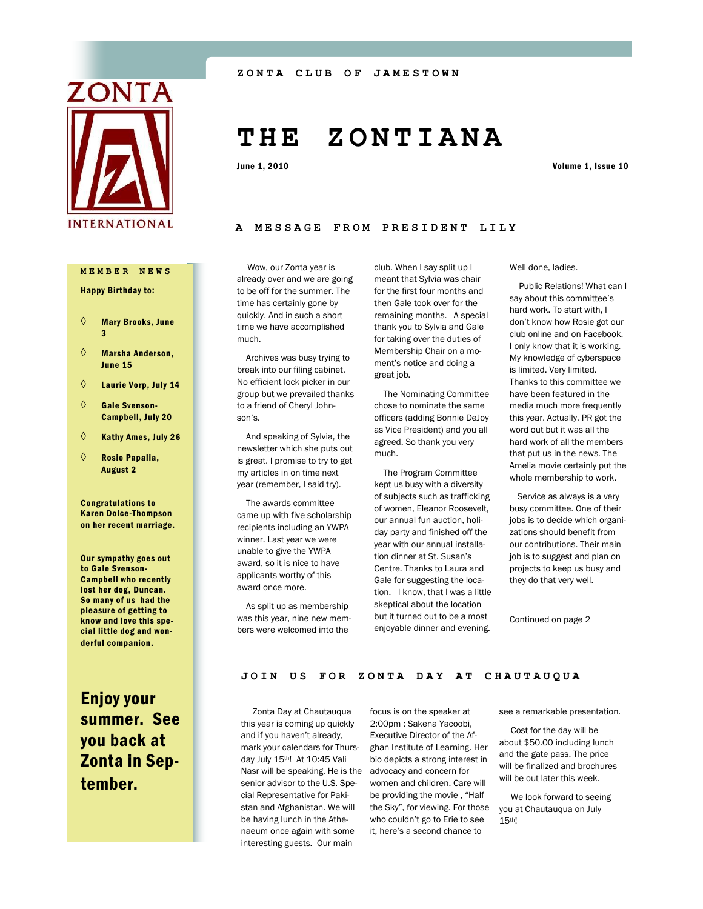ZONTA CLUB OF JAMESTOWN

# THE ZONTIANA

June 1, 2010

Volume 1, Issue 10

## A MESSAGE FROM PRESIDENT LILY

Wow, our Zonta year is already over and we are going to be off for the summer. The time has certainly gone by quickly. And in such a short time we have accomplished much.

Archives was busy trying to break into our filing cabinet. No efficient lock picker in our group but we prevailed thanks to a friend of Cheryl Johnson's.

And speaking of Sylvia, the newsletter which she puts out is great. I promise to try to get my articles in on time next year (remember, I said try).

The awards committee came up with five scholarship recipients including an YWPA winner. Last year we were unable to give the YWPA award, so it is nice to have applicants worthy of this award once more.

As split up as membership was this year, nine new members were welcomed into the club. When I say split up I meant that Sylvia was chair for the first four months and then Gale took over for the remaining months. A special thank you to Sylvia and Gale for taking over the duties of Membership Chair on a moment's notice and doing a great job.

The Nominating Committee chose to nominate the same officers (adding Bonnie DeJoy as Vice President) and you all agreed. So thank you very much.

The Program Committee kept us busy with a diversity of subjects such as trafficking of women, Eleanor Roosevelt, our annual fun auction, holiday party and finished off the year with our annual installation dinner at St. Susan's Centre. Thanks to Laura and Gale for suggesting the location. I know, that I was a little skeptical about the location but it turned out to be a most enjoyable dinner and evening. Well done, ladies.

Public Relations! What can I say about this committee's hard work. To start with, I don't know how Rosie got our club online and on Facebook, I only know that it is working. My knowledge of cyberspace is limited. Very limited. Thanks to this committee we have been featured in the media much more frequently this year. Actually, PR got the word out but it was all the hard work of all the members that put us in the news. The Amelia movie certainly put the whole membership to work.

Service as always is a very busy committee. One of their jobs is to decide which organizations should benefit from our contributions. Their main job is to suggest and plan on projects to keep us busy and they do that very well.

Continued on page 2

## MEMBER NEWS

**Happy Birthday to:**

- **Mary Brooks, June 3**
- **Marsha Anderson, June 15**
- **Laurie Vorp, July 14**
- **Gale Svenson-Campbell, July 20**
- **Kathy Ames, July 26**
- **Rosie Papalia, August 2**

**Congratulations to Karen Dolce-Thompson on her recent marriage.**

**Our sympathy goes out to Gale Svenson-Campbell who recently lost her dog, Duncan. So many of us had the pleasure of getting to know and love this special little dog and wonderful companion.**

## Enjoy your summer. See you back at Zonta in September.

## JOIN US FOR ZONTA DAY AT CHAUTAUQUA

Zonta Day at Chautauqua this year is coming up quickly and if you haven't already, mark your calendars for Thursday July 15th! At 10:45 Vali Nasr will be speaking. He is the senior advisor to the U.S. Special Representative for Pakistan and Afghanistan. We will be having lunch in the Atheneaum once again with some interesting guests. Our main focus is on the speaker at 2:00pm : Sakena Yacoobi, Executive Director of the Afghan Institute of Learning. Her bio depicts a strong interest in advocacy and concern for women and children. Care will be providing the movie , "Half the Sky", for viewing. For those who couldn't go to Erie to see it, here's a second chance to see a remarkable presentation.

Cost for the day will be about $50.00 including lunch and the gate pass. The price will be finalized and brochures will be out later this week.

We look forward to seeing you at Chautauqua on July 15th!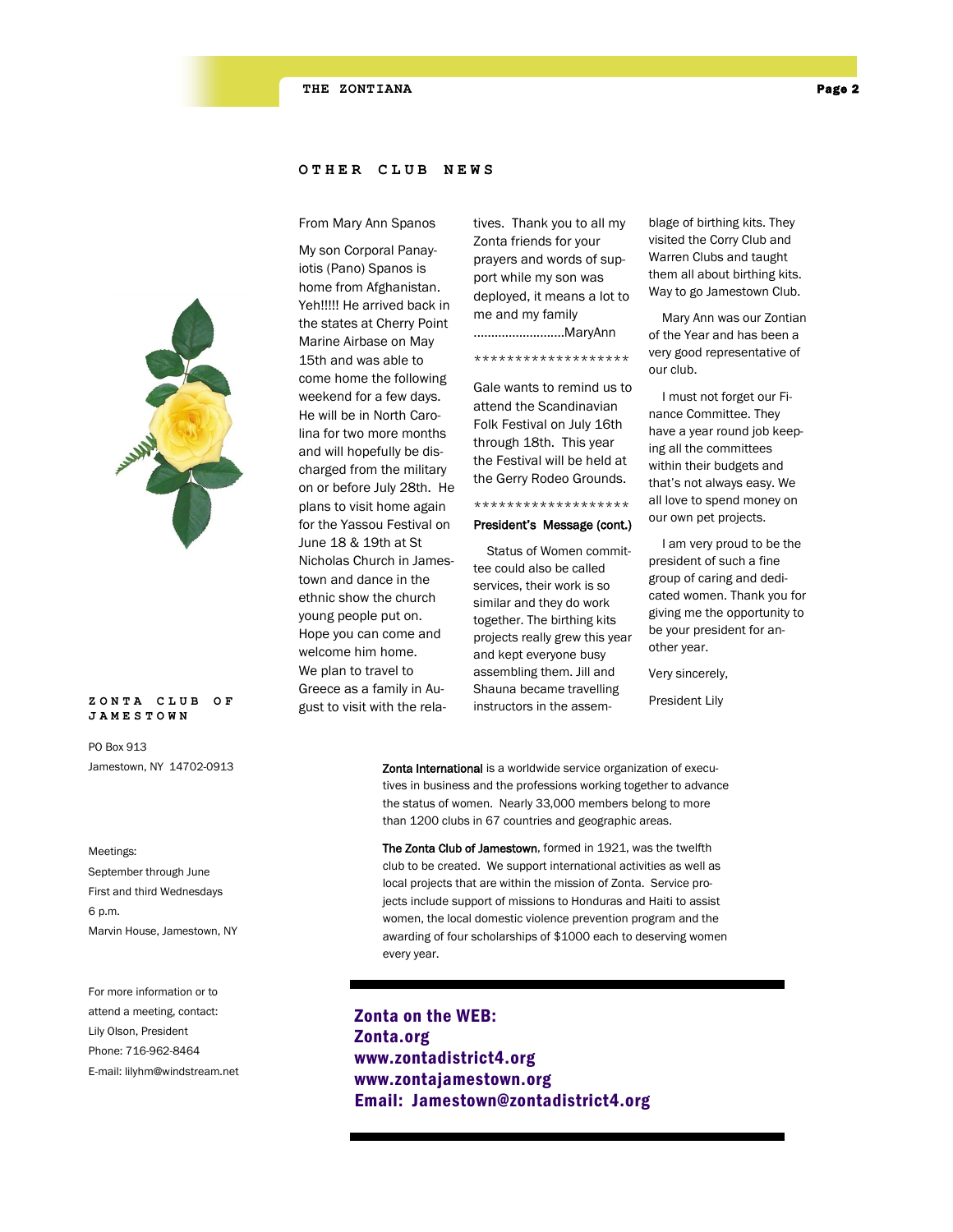## OTHER CLUB NEWS

From Mary Ann Spanos

My son Corporal Panayiotis (Pano) Spanos is home from Afghanistan. Yeh!!!!! He arrived back in the states at Cherry Point Marine Airbase on May 15th and was able to come home the following weekend for a few days. He will be in North Carolina for two more months and will hopefully be discharged from the military on or before July 28th. He plans to visit home again for the Yassou Festival on June 18 & 19th at St Nicholas Church in Jamestown and dance in the ethnic show the church young people put on. Hope you can come and welcome him home. We plan to travel to Greece as a family in August to visit with the relatives. Thank you to all my Zonta friends for your prayers and words of support while my son was deployed, it means a lot to me and my family ..........................MaryAnn

*******************

Gale wants to remind us to attend the Scandinavian Folk Festival on July 16th through 18th. This year the Festival will be held at the Gerry Rodeo Grounds.

*******************

**President's Message (cont.)**

Status of Women committee could also be called services, their work is so similar and they do work together. The birthing kits projects really grew this year and kept everyone busy assembling them. Jill and Shauna became travelling instructors in the assemblage of birthing kits. They visited the Corry Club and Warren Clubs and taught them all about birthing kits. Way to go Jamestown Club.

Mary Ann was our Zontian of the Year and has been a very good representative of our club.

I must not forget our Finance Committee. They have a year round job keeping all the committees within their budgets and that's not always easy. We all love to spend money on our own pet projects.

I am very proud to be the president of such a fine group of caring and dedicated women. Thank you for giving me the opportunity to be your president for another year.

Very sincerely,

President Lily

**ZONTA CLUB OF JAMESTOWN**

PO Box 913
Jamestown, NY 14702-0913

Meetings:
September through June
First and third Wednesdays
6 p.m.
Marvin House, Jamestown, NY

For more information or to attend a meeting, contact:
Lily Olson, President
Phone: 716-962-8464
E-mail: lilyhm@windstream.net

**Zonta International** is a worldwide service organization of executives in business and the professions working together to advance the status of women. Nearly 33,000 members belong to more than 1200 clubs in 67 countries and geographic areas.

**The Zonta Club of Jamestown**, formed in 1921, was the twelfth club to be created. We support international activities as well as local projects that are within the mission of Zonta. Service projects include support of missions to Honduras and Haiti to assist women, the local domestic violence prevention program and the awarding of four scholarships of $1000 each to deserving women every year.

**Zonta on the WEB:**
**Zonta.org**
**www.zontadistrict4.org**
**www.zontajamestown.org**
**Email: Jamestown@zontadistrict4.org**